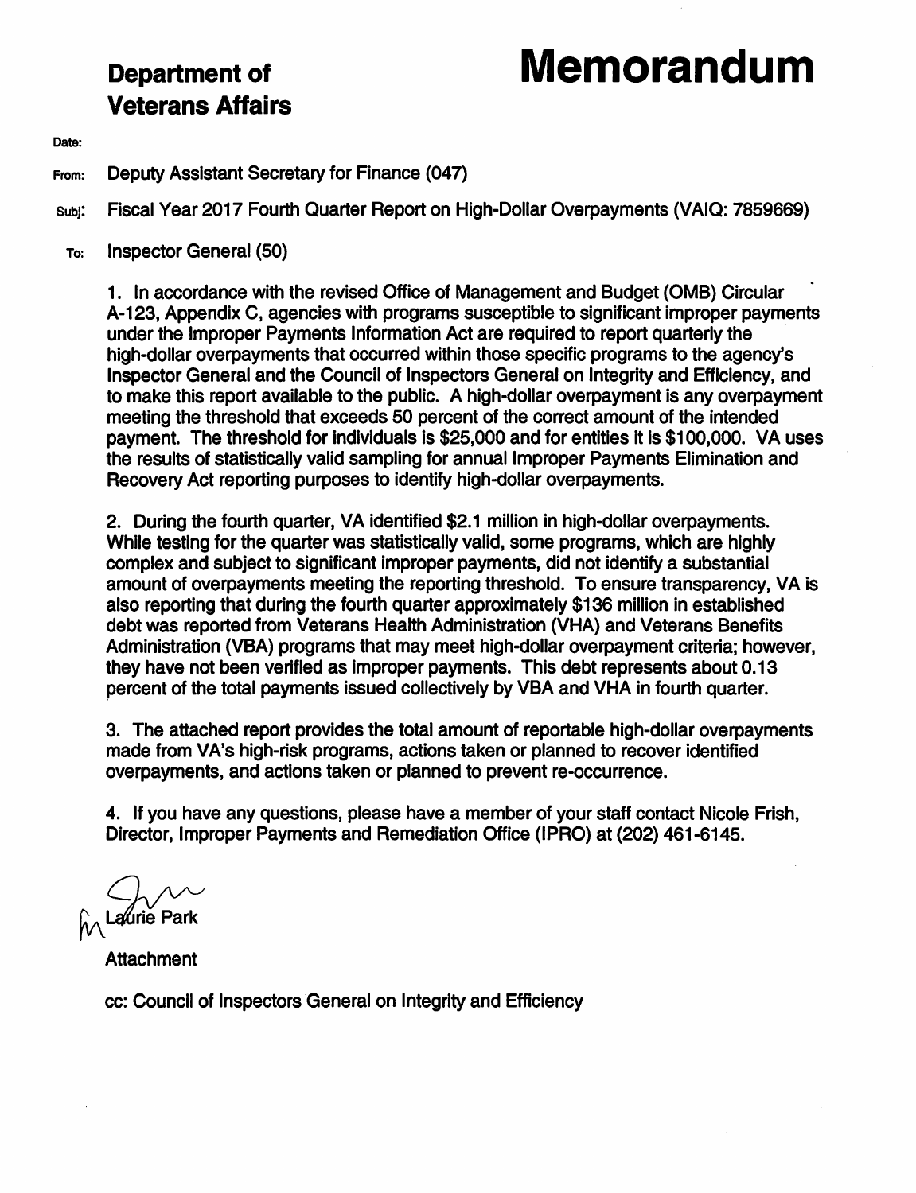**Department of Veterans Affairs**

# Memorandum

**Date:**

**From:** Deputy Assistant Secretary for Finance (047)

**Subj:** Fiscal Year 2017 Fourth Quarter Report on High-Dollar Overpayments (VAIQ: 7859669)

**To:** Inspector General (50)

1. In accordance with the revised Office of Management and Budget (OMB) Circular A-123, Appendix C, agencies with programs susceptible to significant improper payments under the Improper Payments Information Act are required to report quarterly the high-dollar overpayments that occurred within those specific programs to the agency's Inspector General and the Council of Inspectors General on Integrity and Efficiency, and to make this report available to the public. A high-dollar overpayment is any overpayment meeting the threshold that exceeds 50 percent of the correct amount of the intended payment. The threshold for individuals is $25,000 and for entities it is $100,000. VA uses the results of statistically valid sampling for annual Improper Payments Elimination and Recovery Act reporting purposes to identify high-dollar overpayments.

2. During the fourth quarter, VA identified $2.1 million in high-dollar overpayments. While testing for the quarter was statistically valid, some programs, which are highly complex and subject to significant improper payments, did not identify a substantial amount of overpayments meeting the reporting threshold. To ensure transparency, VA is also reporting that during the fourth quarter approximately $136 million in established debt was reported from Veterans Health Administration (VHA) and Veterans Benefits Administration (VBA) programs that may meet high-dollar overpayment criteria; however, they have not been verified as improper payments. This debt represents about 0.13 percent of the total payments issued collectively by VBA and VHA in fourth quarter.

3. The attached report provides the total amount of reportable high-dollar overpayments made from VA's high-risk programs, actions taken or planned to recover identified overpayments, and actions taken or planned to prevent re-occurrence.

4. If you have any questions, please have a member of your staff contact Nicole Frish, Director, Improper Payments and Remediation Office (IPRO) at (202) 461-6145.

Laurie Park

Attachment

cc: Council of Inspectors General on Integrity and Efficiency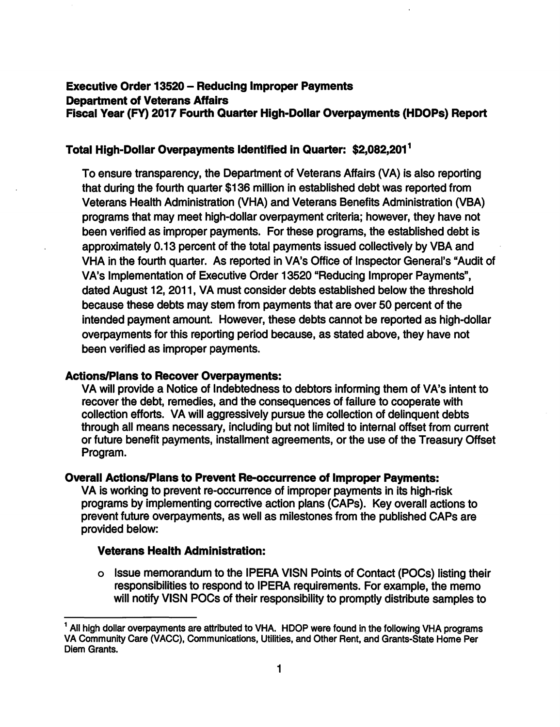# Executive Order 13520 – Reducing Improper Payments
# Department of Veterans Affairs
# Fiscal Year (FY) 2017 Fourth Quarter High-Dollar Overpayments (HDOPs) Report

## Total High-Dollar Overpayments Identified in Quarter: $2,082,201[1]

To ensure transparency, the Department of Veterans Affairs (VA) is also reporting that during the fourth quarter $136 million in established debt was reported from Veterans Health Administration (VHA) and Veterans Benefits Administration (VBA) programs that may meet high-dollar overpayment criteria; however, they have not been verified as improper payments. For these programs, the established debt is approximately 0.13 percent of the total payments issued collectively by VBA and VHA in the fourth quarter. As reported in VA's Office of Inspector General's "Audit of VA's Implementation of Executive Order 13520 "Reducing Improper Payments", dated August 12, 2011, VA must consider debts established below the threshold because these debts may stem from payments that are over 50 percent of the intended payment amount. However, these debts cannot be reported as high-dollar overpayments for this reporting period because, as stated above, they have not been verified as improper payments.

### Actions/Plans to Recover Overpayments:

VA will provide a Notice of Indebtedness to debtors informing them of VA's intent to recover the debt, remedies, and the consequences of failure to cooperate with collection efforts. VA will aggressively pursue the collection of delinquent debts through all means necessary, including but not limited to internal offset from current or future benefit payments, installment agreements, or the use of the Treasury Offset Program.

### Overall Actions/Plans to Prevent Re-occurrence of Improper Payments:

VA is working to prevent re-occurrence of improper payments in its high-risk programs by implementing corrective action plans (CAPs). Key overall actions to prevent future overpayments, as well as milestones from the published CAPs are provided below:

#### Veterans Health Administration:

- Issue memorandum to the IPERA VISN Points of Contact (POCs) listing their responsibilities to respond to IPERA requirements. For example, the memo will notify VISN POCs of their responsibility to promptly distribute samples to

---

[1] All high dollar overpayments are attributed to VHA. HDOP were found in the following VHA programs VA Community Care (VACC), Communications, Utilities, and Other Rent, and Grants-State Home Per Diem Grants.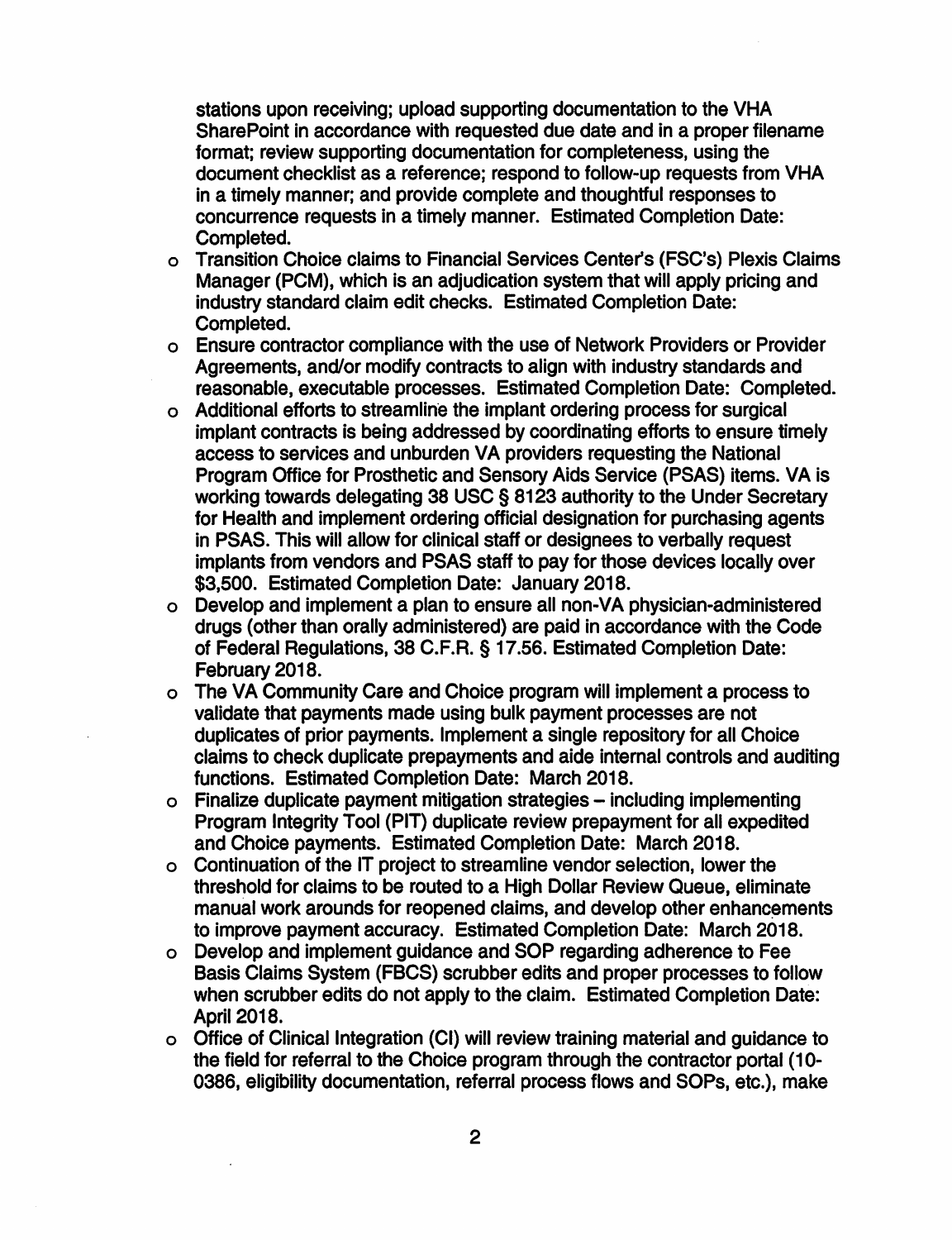stations upon receiving; upload supporting documentation to the VHA SharePoint in accordance with requested due date and in a proper filename format; review supporting documentation for completeness, using the document checklist as a reference; respond to follow-up requests from VHA in a timely manner; and provide complete and thoughtful responses to concurrence requests in a timely manner. Estimated Completion Date: Completed.

- Transition Choice claims to Financial Services Center's (FSC's) Plexis Claims Manager (PCM), which is an adjudication system that will apply pricing and industry standard claim edit checks. Estimated Completion Date: Completed.
- Ensure contractor compliance with the use of Network Providers or Provider Agreements, and/or modify contracts to align with industry standards and reasonable, executable processes. Estimated Completion Date: Completed.
- Additional efforts to streamline the implant ordering process for surgical implant contracts is being addressed by coordinating efforts to ensure timely access to services and unburden VA providers requesting the National Program Office for Prosthetic and Sensory Aids Service (PSAS) items. VA is working towards delegating 38 USC § 8123 authority to the Under Secretary for Health and implement ordering official designation for purchasing agents in PSAS. This will allow for clinical staff or designees to verbally request implants from vendors and PSAS staff to pay for those devices locally over $3,500. Estimated Completion Date: January 2018.
- Develop and implement a plan to ensure all non-VA physician-administered drugs (other than orally administered) are paid in accordance with the Code of Federal Regulations, 38 C.F.R. § 17.56. Estimated Completion Date: February 2018.
- The VA Community Care and Choice program will implement a process to validate that payments made using bulk payment processes are not duplicates of prior payments. Implement a single repository for all Choice claims to check duplicate prepayments and aide internal controls and auditing functions. Estimated Completion Date: March 2018.
- Finalize duplicate payment mitigation strategies – including implementing Program Integrity Tool (PIT) duplicate review prepayment for all expedited and Choice payments. Estimated Completion Date: March 2018.
- Continuation of the IT project to streamline vendor selection, lower the threshold for claims to be routed to a High Dollar Review Queue, eliminate manual work arounds for reopened claims, and develop other enhancements to improve payment accuracy. Estimated Completion Date: March 2018.
- Develop and implement guidance and SOP regarding adherence to Fee Basis Claims System (FBCS) scrubber edits and proper processes to follow when scrubber edits do not apply to the claim. Estimated Completion Date: April 2018.
- Office of Clinical Integration (CI) will review training material and guidance to the field for referral to the Choice program through the contractor portal (10-0386, eligibility documentation, referral process flows and SOPs, etc.), make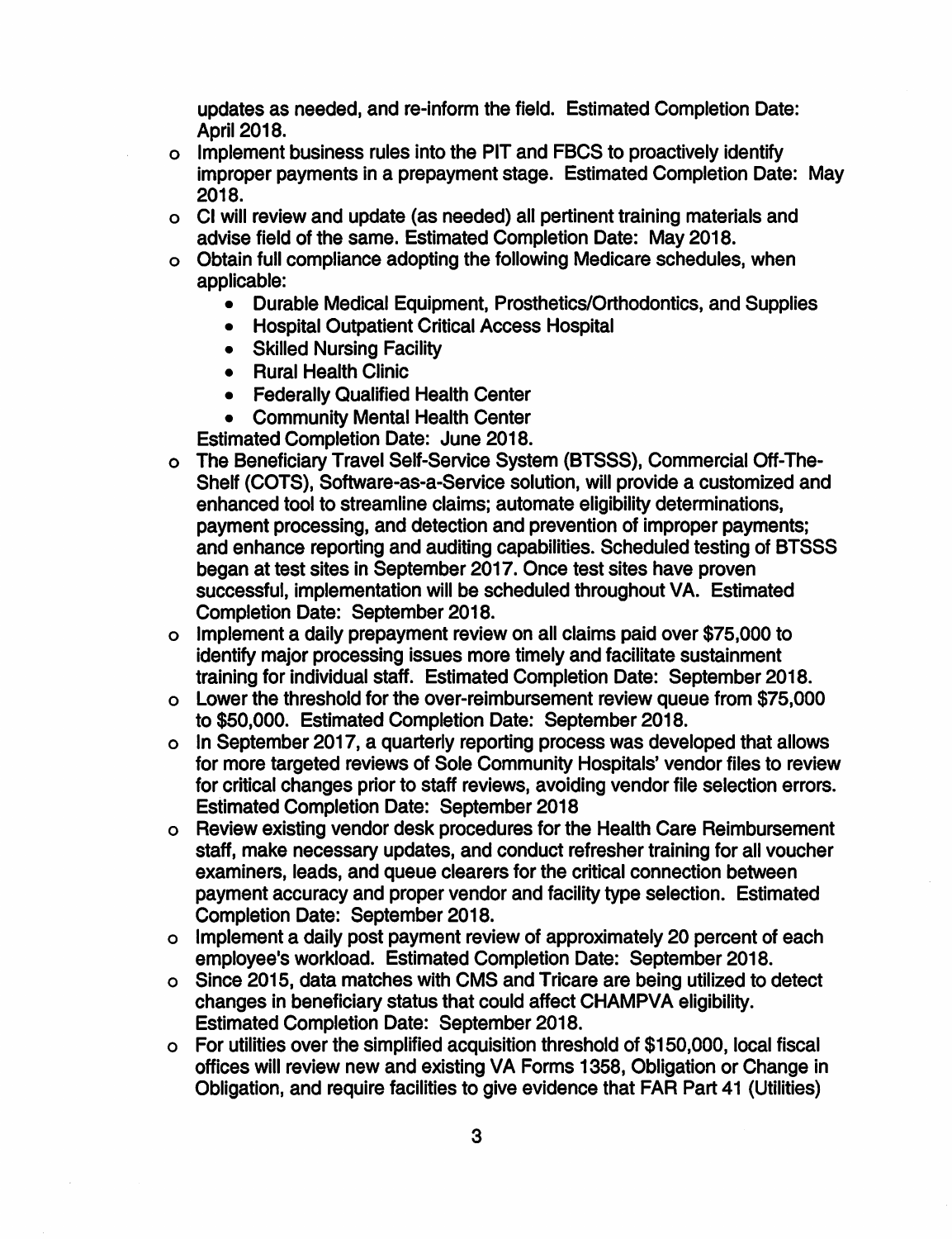updates as needed, and re-inform the field. Estimated Completion Date: April 2018.

- Implement business rules into the PIT and FBCS to proactively identify improper payments in a prepayment stage. Estimated Completion Date: May 2018.
- CI will review and update (as needed) all pertinent training materials and advise field of the same. Estimated Completion Date: May 2018.
- Obtain full compliance adopting the following Medicare schedules, when applicable:
  - Durable Medical Equipment, Prosthetics/Orthodontics, and Supplies
  - Hospital Outpatient Critical Access Hospital
  - Skilled Nursing Facility
  - Rural Health Clinic
  - Federally Qualified Health Center
  - Community Mental Health Center

  Estimated Completion Date: June 2018.
- The Beneficiary Travel Self-Service System (BTSSS), Commercial Off-The-Shelf (COTS), Software-as-a-Service solution, will provide a customized and enhanced tool to streamline claims; automate eligibility determinations, payment processing, and detection and prevention of improper payments; and enhance reporting and auditing capabilities. Scheduled testing of BTSSS began at test sites in September 2017. Once test sites have proven successful, implementation will be scheduled throughout VA. Estimated Completion Date: September 2018.
- Implement a daily prepayment review on all claims paid over $75,000 to identify major processing issues more timely and facilitate sustainment training for individual staff. Estimated Completion Date: September 2018.
- Lower the threshold for the over-reimbursement review queue from $75,000 to $50,000. Estimated Completion Date: September 2018.
- In September 2017, a quarterly reporting process was developed that allows for more targeted reviews of Sole Community Hospitals' vendor files to review for critical changes prior to staff reviews, avoiding vendor file selection errors. Estimated Completion Date: September 2018
- Review existing vendor desk procedures for the Health Care Reimbursement staff, make necessary updates, and conduct refresher training for all voucher examiners, leads, and queue clearers for the critical connection between payment accuracy and proper vendor and facility type selection. Estimated Completion Date: September 2018.
- Implement a daily post payment review of approximately 20 percent of each employee's workload. Estimated Completion Date: September 2018.
- Since 2015, data matches with CMS and Tricare are being utilized to detect changes in beneficiary status that could affect CHAMPVA eligibility. Estimated Completion Date: September 2018.
- For utilities over the simplified acquisition threshold of $150,000, local fiscal offices will review new and existing VA Forms 1358, Obligation or Change in Obligation, and require facilities to give evidence that FAR Part 41 (Utilities)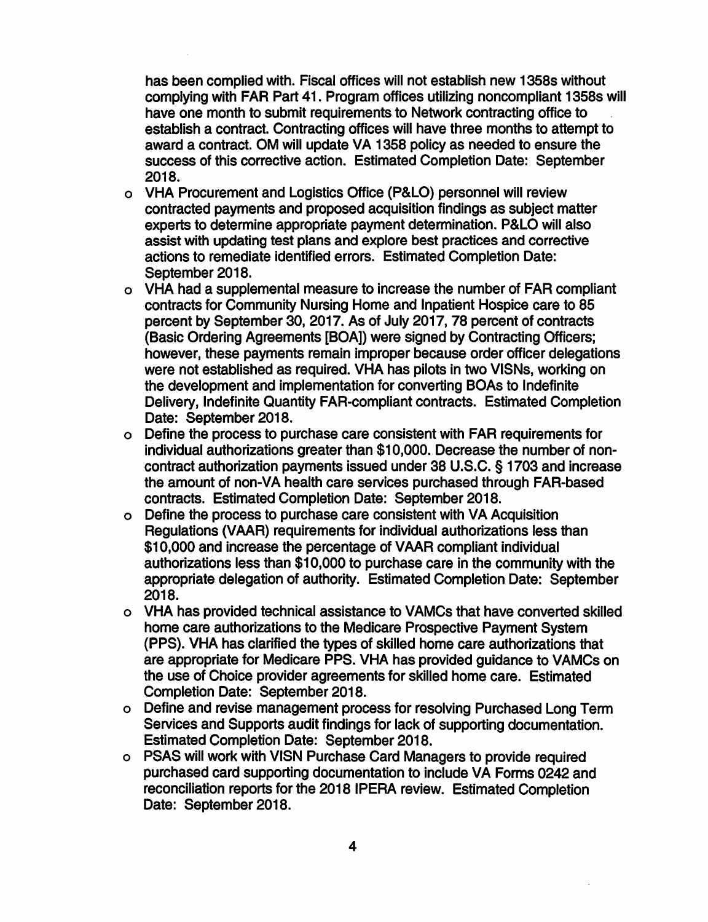has been complied with. Fiscal offices will not establish new 1358s without complying with FAR Part 41. Program offices utilizing noncompliant 1358s will have one month to submit requirements to Network contracting office to establish a contract. Contracting offices will have three months to attempt to award a contract. OM will update VA 1358 policy as needed to ensure the success of this corrective action. Estimated Completion Date: September 2018.

- VHA Procurement and Logistics Office (P&LO) personnel will review contracted payments and proposed acquisition findings as subject matter experts to determine appropriate payment determination. P&LO will also assist with updating test plans and explore best practices and corrective actions to remediate identified errors. Estimated Completion Date: September 2018.
- VHA had a supplemental measure to increase the number of FAR compliant contracts for Community Nursing Home and Inpatient Hospice care to 85 percent by September 30, 2017. As of July 2017, 78 percent of contracts (Basic Ordering Agreements [BOA]) were signed by Contracting Officers; however, these payments remain improper because order officer delegations were not established as required. VHA has pilots in two VISNs, working on the development and implementation for converting BOAs to Indefinite Delivery, Indefinite Quantity FAR-compliant contracts. Estimated Completion Date: September 2018.
- Define the process to purchase care consistent with FAR requirements for individual authorizations greater than $10,000. Decrease the number of non-contract authorization payments issued under 38 U.S.C. § 1703 and increase the amount of non-VA health care services purchased through FAR-based contracts. Estimated Completion Date: September 2018.
- Define the process to purchase care consistent with VA Acquisition Regulations (VAAR) requirements for individual authorizations less than $10,000 and increase the percentage of VAAR compliant individual authorizations less than $10,000 to purchase care in the community with the appropriate delegation of authority. Estimated Completion Date: September 2018.
- VHA has provided technical assistance to VAMCs that have converted skilled home care authorizations to the Medicare Prospective Payment System (PPS). VHA has clarified the types of skilled home care authorizations that are appropriate for Medicare PPS. VHA has provided guidance to VAMCs on the use of Choice provider agreements for skilled home care. Estimated Completion Date: September 2018.
- Define and revise management process for resolving Purchased Long Term Services and Supports audit findings for lack of supporting documentation. Estimated Completion Date: September 2018.
- PSAS will work with VISN Purchase Card Managers to provide required purchased card supporting documentation to include VA Forms 0242 and reconciliation reports for the 2018 IPERA review. Estimated Completion Date: September 2018.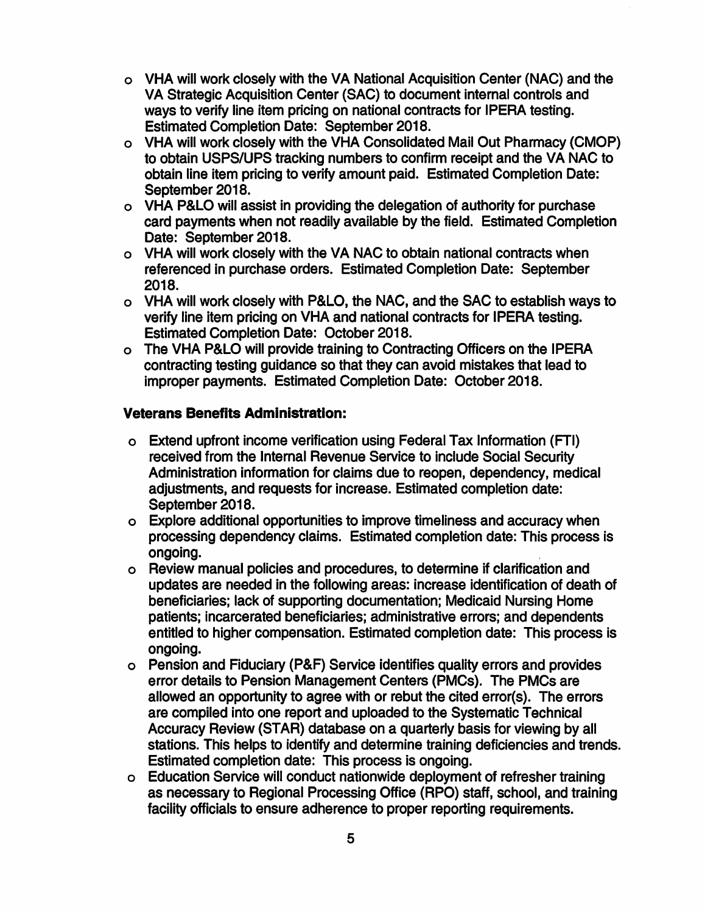- VHA will work closely with the VA National Acquisition Center (NAC) and the VA Strategic Acquisition Center (SAC) to document internal controls and ways to verify line item pricing on national contracts for IPERA testing. Estimated Completion Date: September 2018.
- VHA will work closely with the VHA Consolidated Mail Out Pharmacy (CMOP) to obtain USPS/UPS tracking numbers to confirm receipt and the VA NAC to obtain line item pricing to verify amount paid. Estimated Completion Date: September 2018.
- VHA P&LO will assist in providing the delegation of authority for purchase card payments when not readily available by the field. Estimated Completion Date: September 2018.
- VHA will work closely with the VA NAC to obtain national contracts when referenced in purchase orders. Estimated Completion Date: September 2018.
- VHA will work closely with P&LO, the NAC, and the SAC to establish ways to verify line item pricing on VHA and national contracts for IPERA testing. Estimated Completion Date: October 2018.
- The VHA P&LO will provide training to Contracting Officers on the IPERA contracting testing guidance so that they can avoid mistakes that lead to improper payments. Estimated Completion Date: October 2018.

**Veterans Benefits Administration:**

- Extend upfront income verification using Federal Tax Information (FTI) received from the Internal Revenue Service to include Social Security Administration information for claims due to reopen, dependency, medical adjustments, and requests for increase. Estimated completion date: September 2018.
- Explore additional opportunities to improve timeliness and accuracy when processing dependency claims. Estimated completion date: This process is ongoing.
- Review manual policies and procedures, to determine if clarification and updates are needed in the following areas: increase identification of death of beneficiaries; lack of supporting documentation; Medicaid Nursing Home patients; incarcerated beneficiaries; administrative errors; and dependents entitled to higher compensation. Estimated completion date: This process is ongoing.
- Pension and Fiduciary (P&F) Service identifies quality errors and provides error details to Pension Management Centers (PMCs). The PMCs are allowed an opportunity to agree with or rebut the cited error(s). The errors are compiled into one report and uploaded to the Systematic Technical Accuracy Review (STAR) database on a quarterly basis for viewing by all stations. This helps to identify and determine training deficiencies and trends. Estimated completion date: This process is ongoing.
- Education Service will conduct nationwide deployment of refresher training as necessary to Regional Processing Office (RPO) staff, school, and training facility officials to ensure adherence to proper reporting requirements.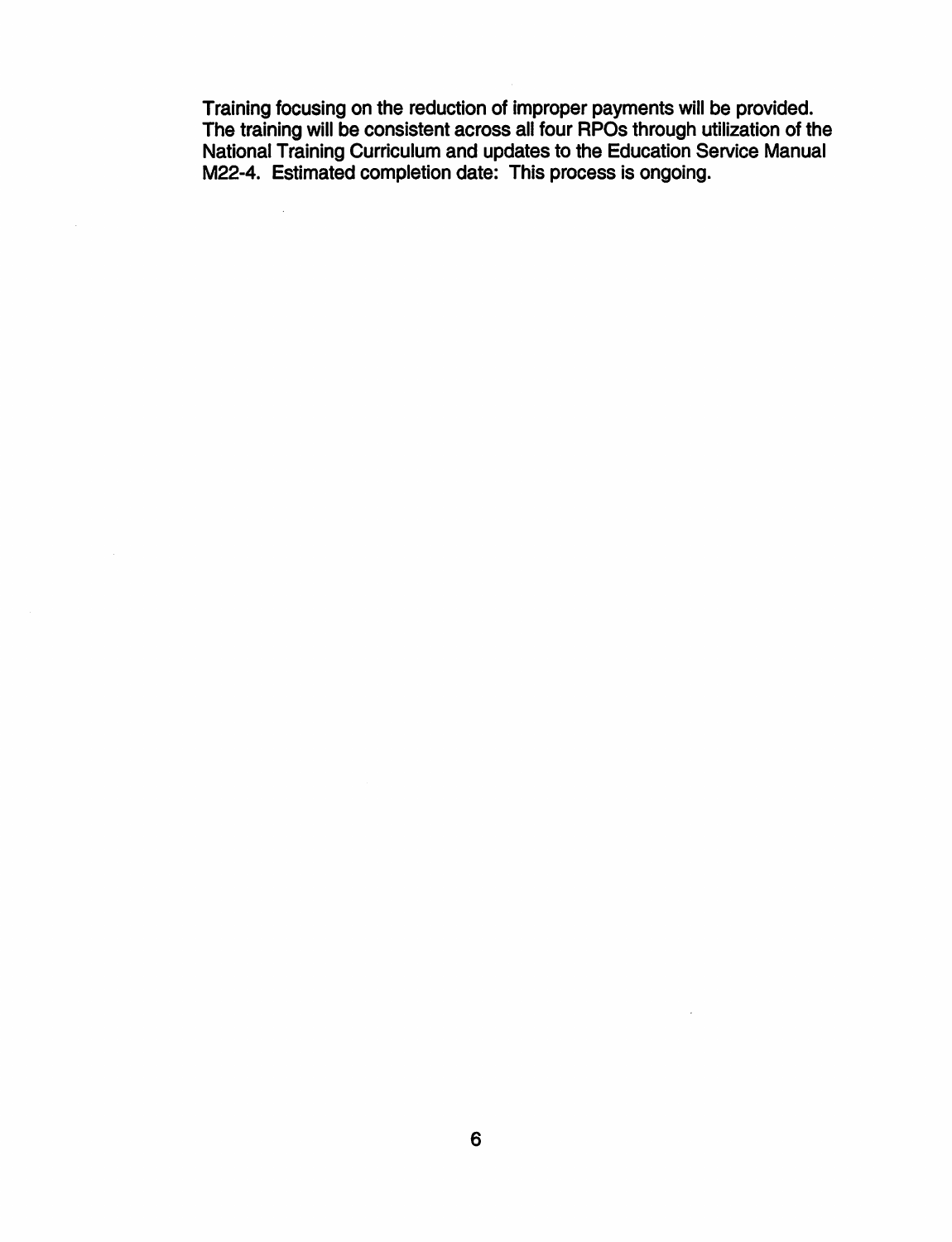Training focusing on the reduction of improper payments will be provided. The training will be consistent across all four RPOs through utilization of the National Training Curriculum and updates to the Education Service Manual M22-4. Estimated completion date: This process is ongoing.